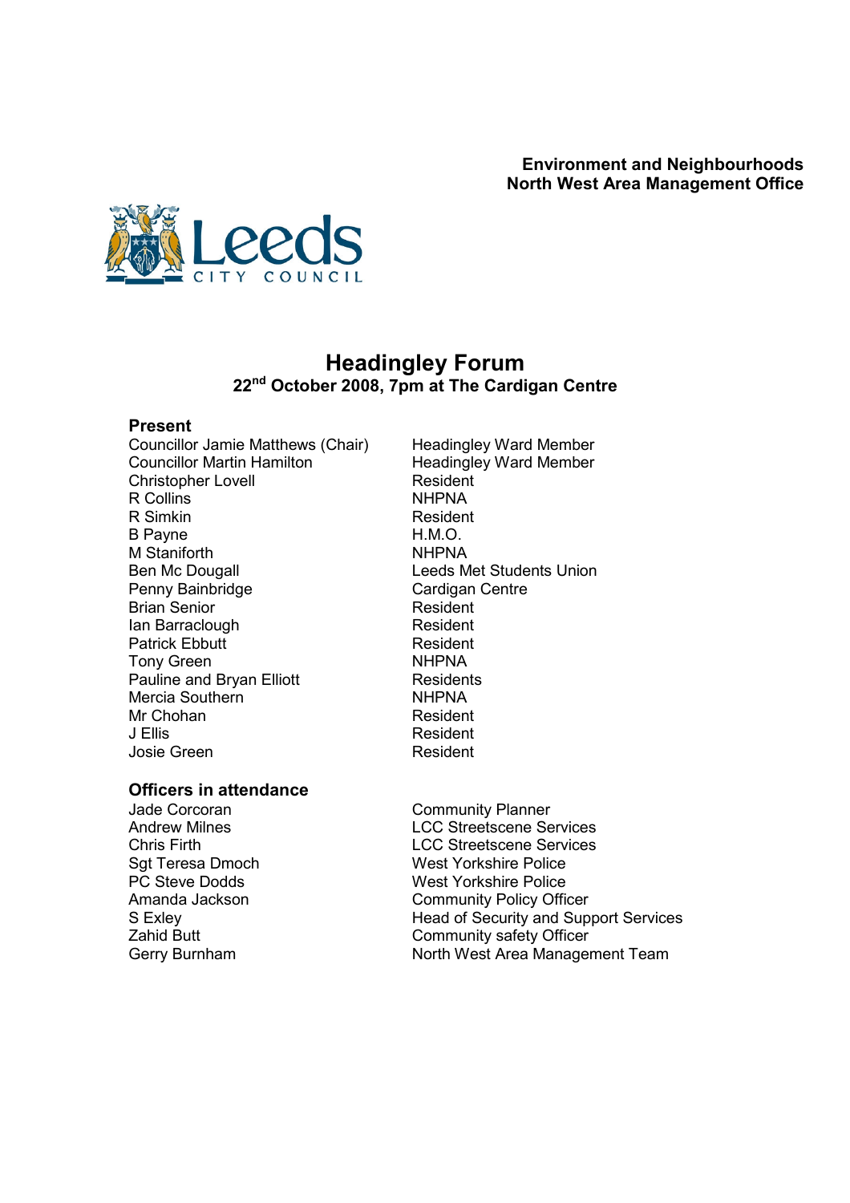**Environment and Neighbourhoods**
**North West Area Management Office**

# Headingley Forum

**22nd October 2008, 7pm at The Cardigan Centre**

## Present

| | |
|---|---|
| Councillor Jamie Matthews (Chair) | Headingley Ward Member |
| Councillor Martin Hamilton | Headingley Ward Member |
| Christopher Lovell | Resident |
| R Collins | NHPNA |
| R Simkin | Resident |
| B Payne | H.M.O. |
| M Staniforth | NHPNA |
| Ben Mc Dougall | Leeds Met Students Union |
| Penny Bainbridge | Cardigan Centre |
| Brian Senior | Resident |
| Ian Barraclough | Resident |
| Patrick Ebbutt | Resident |
| Tony Green | NHPNA |
| Pauline and Bryan Elliott | Residents |
| Mercia Southern | NHPNA |
| Mr Chohan | Resident |
| J Ellis | Resident |
| Josie Green | Resident |

## Officers in attendance

| | |
|---|---|
| Jade Corcoran | Community Planner |
| Andrew Milnes | LCC Streetscene Services |
| Chris Firth | LCC Streetscene Services |
| Sgt Teresa Dmoch | West Yorkshire Police |
| PC Steve Dodds | West Yorkshire Police |
| Amanda Jackson | Community Policy Officer |
| S Exley | Head of Security and Support Services |
| Zahid Butt | Community safety Officer |
| Gerry Burnham | North West Area Management Team |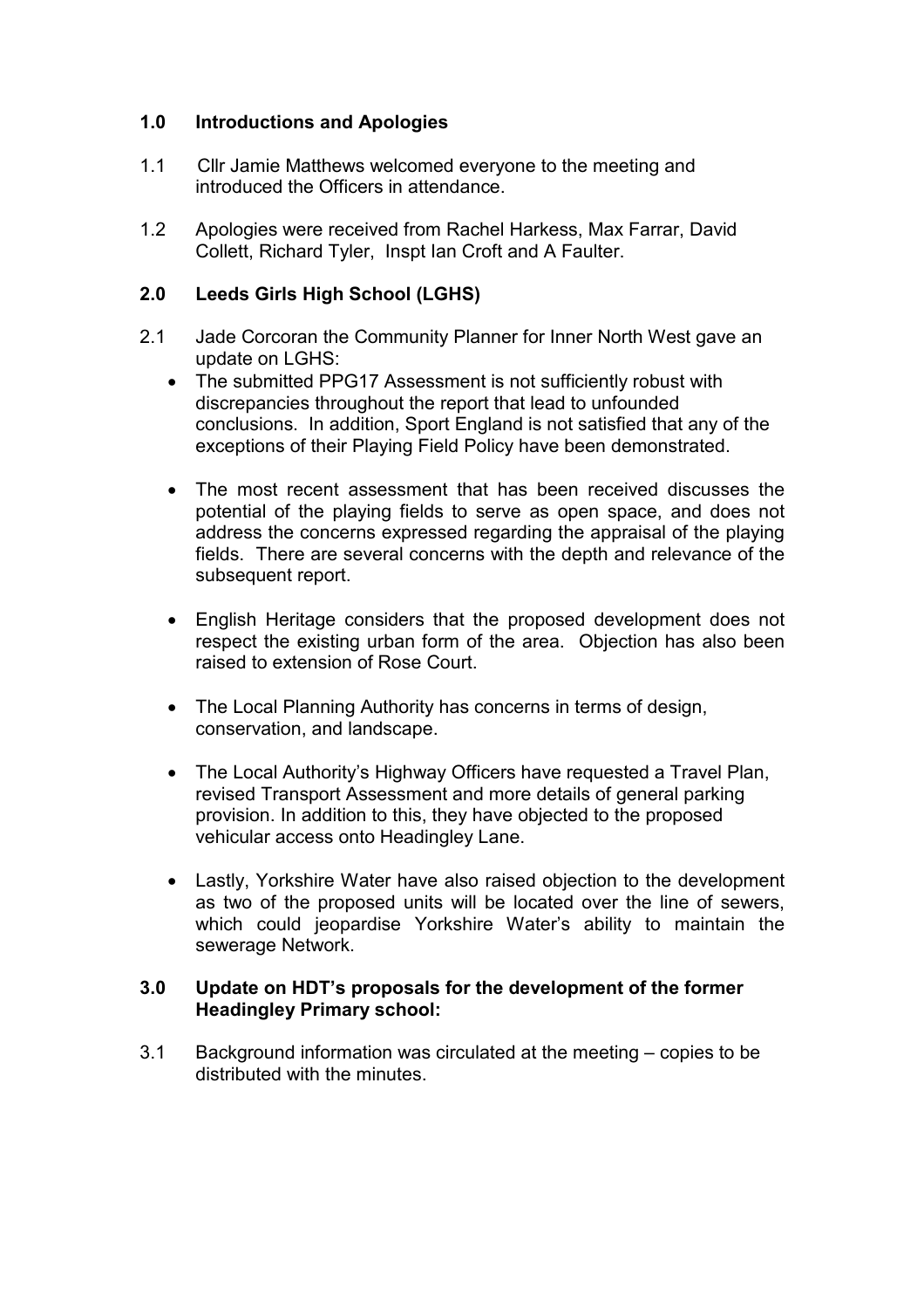## 1.0 Introductions and Apologies

1.1 Cllr Jamie Matthews welcomed everyone to the meeting and introduced the Officers in attendance.

1.2 Apologies were received from Rachel Harkess, Max Farrar, David Collett, Richard Tyler, Inspt Ian Croft and A Faulter.

## 2.0 Leeds Girls High School (LGHS)

2.1 Jade Corcoran the Community Planner for Inner North West gave an update on LGHS:

- The submitted PPG17 Assessment is not sufficiently robust with discrepancies throughout the report that lead to unfounded conclusions. In addition, Sport England is not satisfied that any of the exceptions of their Playing Field Policy have been demonstrated.
- The most recent assessment that has been received discusses the potential of the playing fields to serve as open space, and does not address the concerns expressed regarding the appraisal of the playing fields. There are several concerns with the depth and relevance of the subsequent report.
- English Heritage considers that the proposed development does not respect the existing urban form of the area. Objection has also been raised to extension of Rose Court.
- The Local Planning Authority has concerns in terms of design, conservation, and landscape.
- The Local Authority's Highway Officers have requested a Travel Plan, revised Transport Assessment and more details of general parking provision. In addition to this, they have objected to the proposed vehicular access onto Headingley Lane.
- Lastly, Yorkshire Water have also raised objection to the development as two of the proposed units will be located over the line of sewers, which could jeopardise Yorkshire Water's ability to maintain the sewerage Network.

## 3.0 Update on HDT's proposals for the development of the former Headingley Primary school:

3.1 Background information was circulated at the meeting – copies to be distributed with the minutes.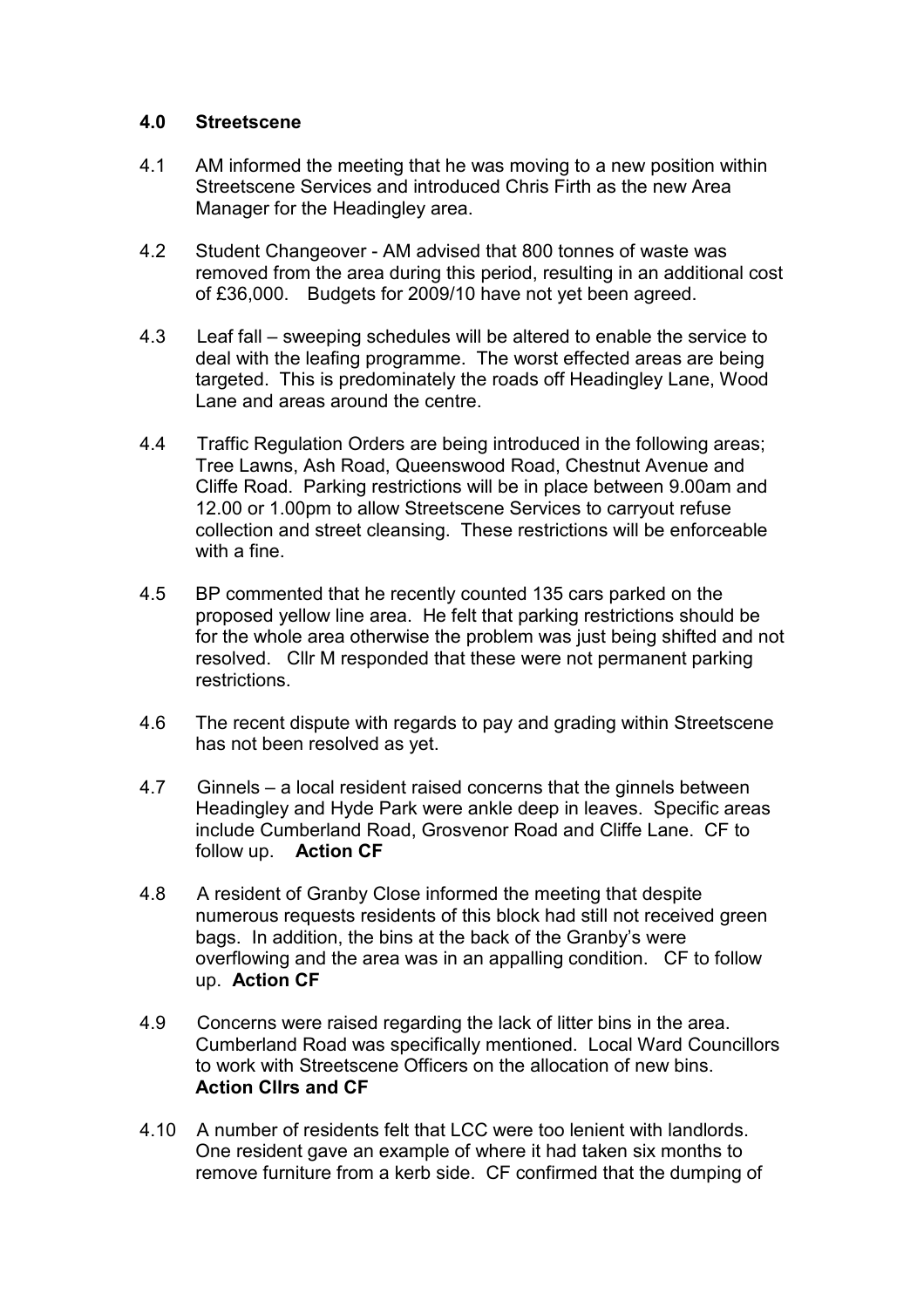## 4.0 Streetscene

4.1 AM informed the meeting that he was moving to a new position within Streetscene Services and introduced Chris Firth as the new Area Manager for the Headingley area.

4.2 Student Changeover - AM advised that 800 tonnes of waste was removed from the area during this period, resulting in an additional cost of £36,000. Budgets for 2009/10 have not yet been agreed.

4.3 Leaf fall – sweeping schedules will be altered to enable the service to deal with the leafing programme. The worst effected areas are being targeted. This is predominately the roads off Headingley Lane, Wood Lane and areas around the centre.

4.4 Traffic Regulation Orders are being introduced in the following areas; Tree Lawns, Ash Road, Queenswood Road, Chestnut Avenue and Cliffe Road. Parking restrictions will be in place between 9.00am and 12.00 or 1.00pm to allow Streetscene Services to carryout refuse collection and street cleansing. These restrictions will be enforceable with a fine.

4.5 BP commented that he recently counted 135 cars parked on the proposed yellow line area. He felt that parking restrictions should be for the whole area otherwise the problem was just being shifted and not resolved. Cllr M responded that these were not permanent parking restrictions.

4.6 The recent dispute with regards to pay and grading within Streetscene has not been resolved as yet.

4.7 Ginnels – a local resident raised concerns that the ginnels between Headingley and Hyde Park were ankle deep in leaves. Specific areas include Cumberland Road, Grosvenor Road and Cliffe Lane. CF to follow up. **Action CF**

4.8 A resident of Granby Close informed the meeting that despite numerous requests residents of this block had still not received green bags. In addition, the bins at the back of the Granby's were overflowing and the area was in an appalling condition. CF to follow up. **Action CF**

4.9 Concerns were raised regarding the lack of litter bins in the area. Cumberland Road was specifically mentioned. Local Ward Councillors to work with Streetscene Officers on the allocation of new bins. **Action Cllrs and CF**

4.10 A number of residents felt that LCC were too lenient with landlords. One resident gave an example of where it had taken six months to remove furniture from a kerb side. CF confirmed that the dumping of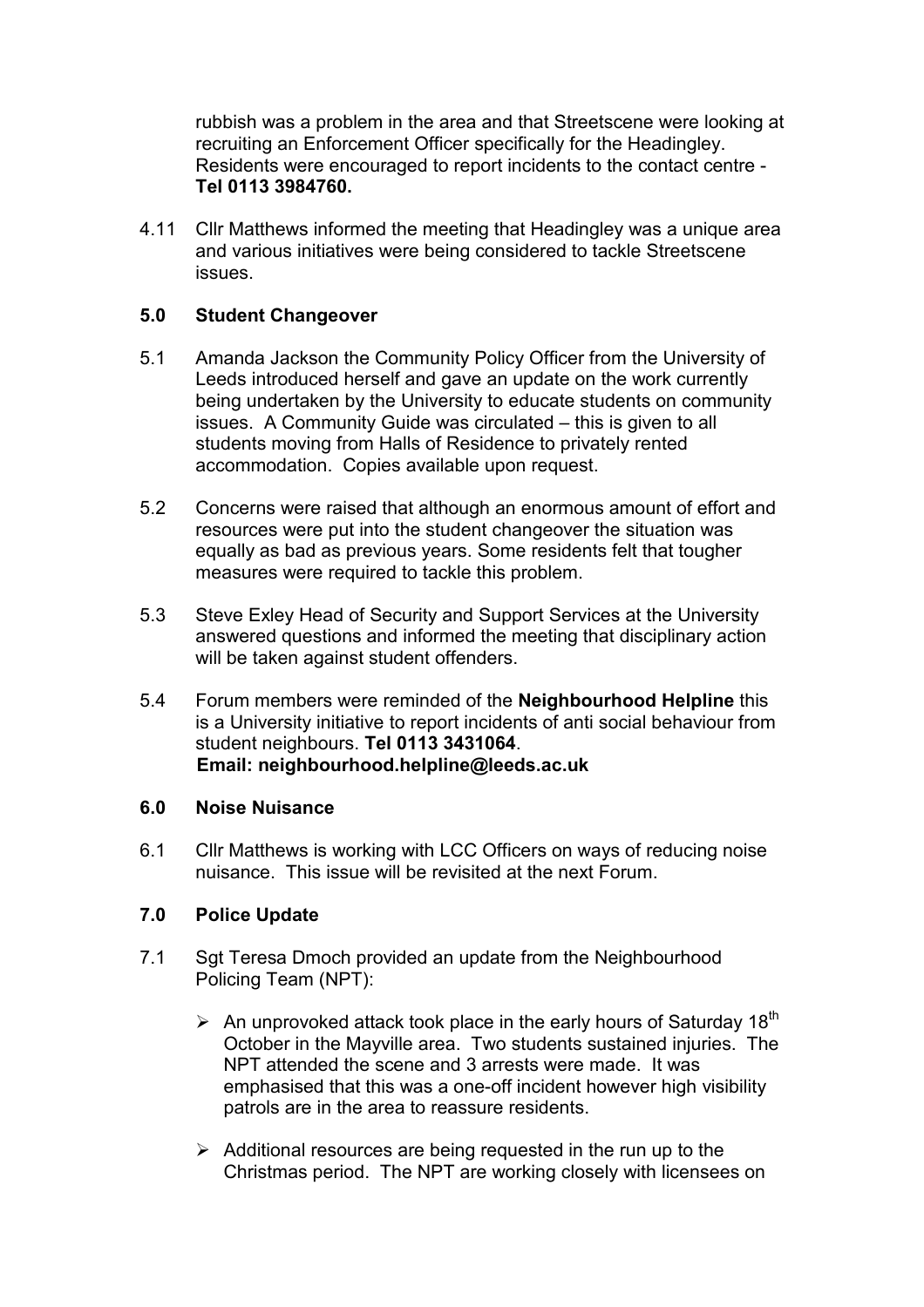rubbish was a problem in the area and that Streetscene were looking at recruiting an Enforcement Officer specifically for the Headingley. Residents were encouraged to report incidents to the contact centre - **Tel 0113 3984760.**

4.11 Cllr Matthews informed the meeting that Headingley was a unique area and various initiatives were being considered to tackle Streetscene issues.

## 5.0 Student Changeover

5.1 Amanda Jackson the Community Policy Officer from the University of Leeds introduced herself and gave an update on the work currently being undertaken by the University to educate students on community issues. A Community Guide was circulated – this is given to all students moving from Halls of Residence to privately rented accommodation. Copies available upon request.

5.2 Concerns were raised that although an enormous amount of effort and resources were put into the student changeover the situation was equally as bad as previous years. Some residents felt that tougher measures were required to tackle this problem.

5.3 Steve Exley Head of Security and Support Services at the University answered questions and informed the meeting that disciplinary action will be taken against student offenders.

5.4 Forum members were reminded of the **Neighbourhood Helpline** this is a University initiative to report incidents of anti social behaviour from student neighbours. **Tel 0113 3431064**.
**Email: neighbourhood.helpline@leeds.ac.uk**

## 6.0 Noise Nuisance

6.1 Cllr Matthews is working with LCC Officers on ways of reducing noise nuisance. This issue will be revisited at the next Forum.

## 7.0 Police Update

7.1 Sgt Teresa Dmoch provided an update from the Neighbourhood Policing Team (NPT):

- An unprovoked attack took place in the early hours of Saturday 18th October in the Mayville area. Two students sustained injuries. The NPT attended the scene and 3 arrests were made. It was emphasised that this was a one-off incident however high visibility patrols are in the area to reassure residents.

- Additional resources are being requested in the run up to the Christmas period. The NPT are working closely with licensees on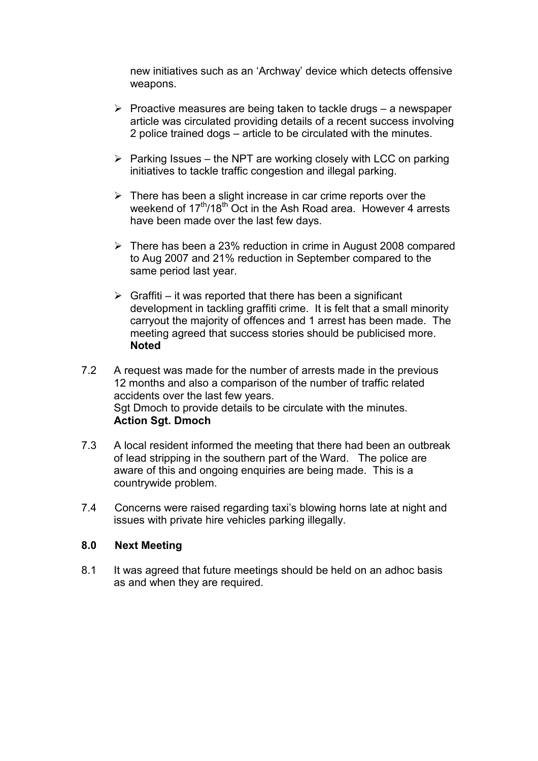new initiatives such as an 'Archway' device which detects offensive weapons.

- Proactive measures are being taken to tackle drugs – a newspaper article was circulated providing details of a recent success involving 2 police trained dogs – article to be circulated with the minutes.
- Parking Issues – the NPT are working closely with LCC on parking initiatives to tackle traffic congestion and illegal parking.
- There has been a slight increase in car crime reports over the weekend of 17th/18th Oct in the Ash Road area. However 4 arrests have been made over the last few days.
- There has been a 23% reduction in crime in August 2008 compared to Aug 2007 and 21% reduction in September compared to the same period last year.
- Graffiti – it was reported that there has been a significant development in tackling graffiti crime. It is felt that a small minority carryout the majority of offences and 1 arrest has been made. The meeting agreed that success stories should be publicised more. **Noted**

7.2 A request was made for the number of arrests made in the previous 12 months and also a comparison of the number of traffic related accidents over the last few years.
Sgt Dmoch to provide details to be circulate with the minutes.
**Action Sgt. Dmoch**

7.3 A local resident informed the meeting that there had been an outbreak of lead stripping in the southern part of the Ward. The police are aware of this and ongoing enquiries are being made. This is a countrywide problem.

7.4 Concerns were raised regarding taxi's blowing horns late at night and issues with private hire vehicles parking illegally.

## 8.0 Next Meeting

8.1 It was agreed that future meetings should be held on an adhoc basis as and when they are required.